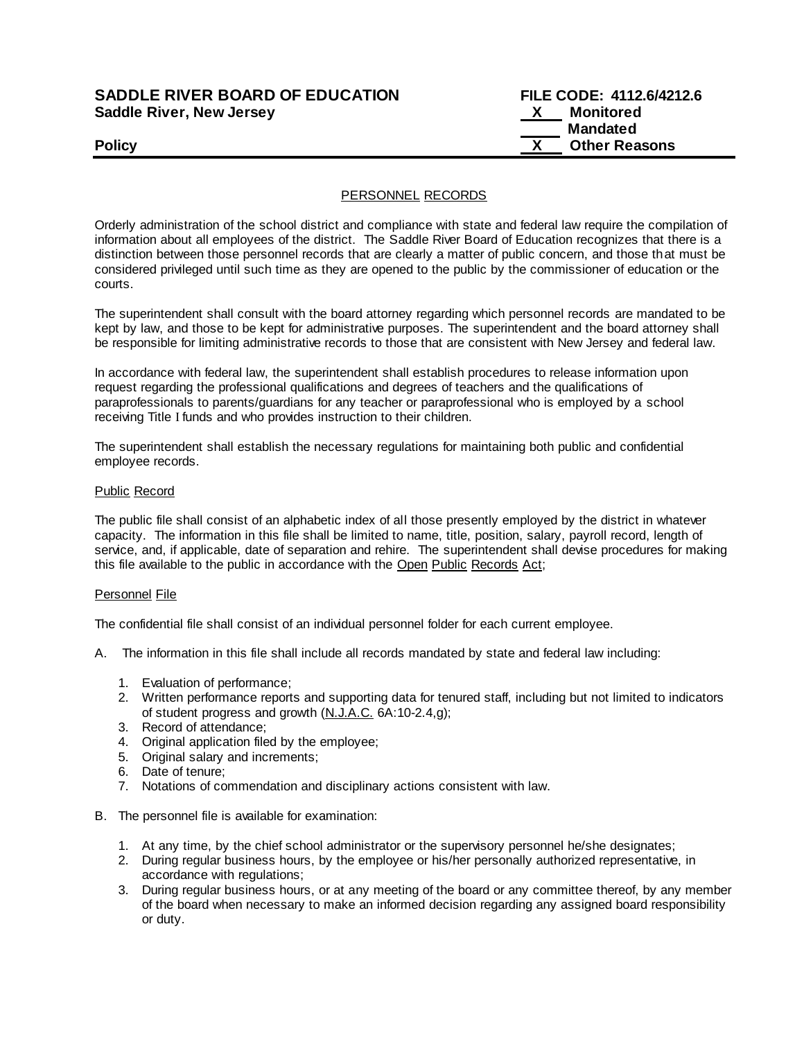**SADDLE RIVER BOARD OF EDUCATION** **FILE CODE: 4112.6/4212.6**
**Saddle River, New Jersey**

X Monitored
\_\_\_ Mandated
X Other Reasons

**Policy**

PERSONNEL RECORDS

Orderly administration of the school district and compliance with state and federal law require the compilation of information about all employees of the district. The Saddle River Board of Education recognizes that there is a distinction between those personnel records that are clearly a matter of public concern, and those that must be considered privileged until such time as they are opened to the public by the commissioner of education or the courts.

The superintendent shall consult with the board attorney regarding which personnel records are mandated to be kept by law, and those to be kept for administrative purposes. The superintendent and the board attorney shall be responsible for limiting administrative records to those that are consistent with New Jersey and federal law.

In accordance with federal law, the superintendent shall establish procedures to release information upon request regarding the professional qualifications and degrees of teachers and the qualifications of paraprofessionals to parents/guardians for any teacher or paraprofessional who is employed by a school receiving Title I funds and who provides instruction to their children.

The superintendent shall establish the necessary regulations for maintaining both public and confidential employee records.

Public Record

The public file shall consist of an alphabetic index of all those presently employed by the district in whatever capacity. The information in this file shall be limited to name, title, position, salary, payroll record, length of service, and, if applicable, date of separation and rehire. The superintendent shall devise procedures for making this file available to the public in accordance with the Open Public Records Act;

Personnel File

The confidential file shall consist of an individual personnel folder for each current employee.

A. The information in this file shall include all records mandated by state and federal law including:

1. Evaluation of performance;
2. Written performance reports and supporting data for tenured staff, including but not limited to indicators of student progress and growth (N.J.A.C. 6A:10-2.4,g);
3. Record of attendance;
4. Original application filed by the employee;
5. Original salary and increments;
6. Date of tenure;
7. Notations of commendation and disciplinary actions consistent with law.

B. The personnel file is available for examination:

1. At any time, by the chief school administrator or the supervisory personnel he/she designates;
2. During regular business hours, by the employee or his/her personally authorized representative, in accordance with regulations;
3. During regular business hours, or at any meeting of the board or any committee thereof, by any member of the board when necessary to make an informed decision regarding any assigned board responsibility or duty.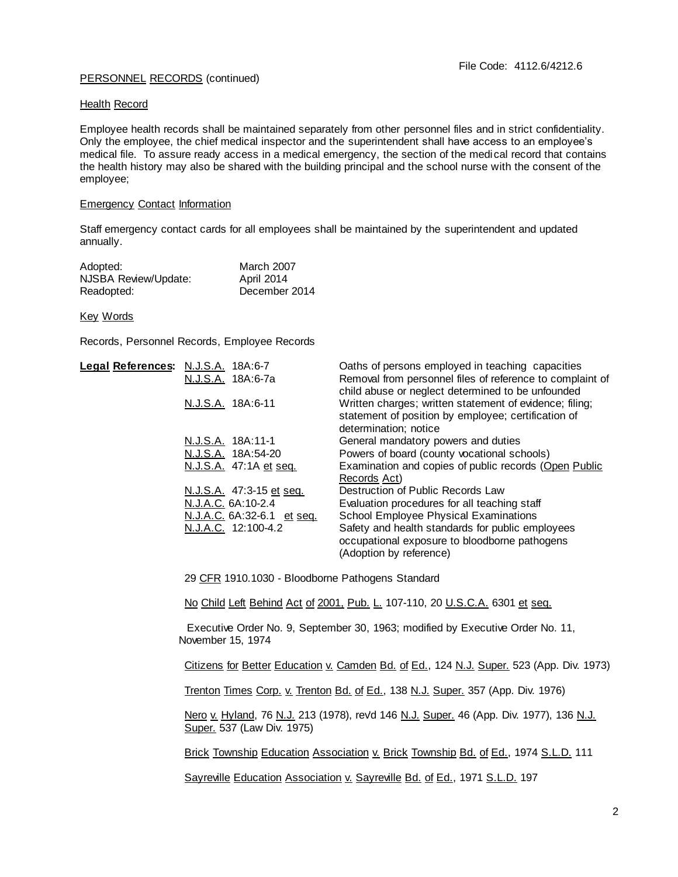PERSONNEL RECORDS (continued)

Health Record

Employee health records shall be maintained separately from other personnel files and in strict confidentiality. Only the employee, the chief medical inspector and the superintendent shall have access to an employee's medical file. To assure ready access in a medical emergency, the section of the medical record that contains the health history may also be shared with the building principal and the school nurse with the consent of the employee;

Emergency Contact Information

Staff emergency contact cards for all employees shall be maintained by the superintendent and updated annually.

| | |
|---|---|
| Adopted: | March 2007 |
| NJSBA Review/Update: | April 2014 |
| Readopted: | December 2014 |

Key Words

Records, Personnel Records, Employee Records

**Legal References:**

| | |
|---|---|
| N.J.S.A. 18A:6-7 | Oaths of persons employed in teaching capacities |
| N.J.S.A. 18A:6-7a | Removal from personnel files of reference to complaint of child abuse or neglect determined to be unfounded |
| N.J.S.A. 18A:6-11 | Written charges; written statement of evidence; filing; statement of position by employee; certification of determination; notice |
| N.J.S.A. 18A:11-1 | General mandatory powers and duties |
| N.J.S.A. 18A:54-20 | Powers of board (county vocational schools) |
| N.J.S.A. 47:1A et seq. | Examination and copies of public records (Open Public Records Act) |
| N.J.S.A. 47:3-15 et seq. | Destruction of Public Records Law |
| N.J.A.C. 6A:10-2.4 | Evaluation procedures for all teaching staff |
| N.J.A.C. 6A:32-6.1 et seq. | School Employee Physical Examinations |
| N.J.A.C. 12:100-4.2 | Safety and health standards for public employees occupational exposure to bloodborne pathogens (Adoption by reference) |

29 CFR 1910.1030 - Bloodborne Pathogens Standard

No Child Left Behind Act of 2001, Pub. L. 107-110, 20 U.S.C.A. 6301 et seq.

Executive Order No. 9, September 30, 1963; modified by Executive Order No. 11, November 15, 1974

Citizens for Better Education v. Camden Bd. of Ed., 124 N.J. Super. 523 (App. Div. 1973)

Trenton Times Corp. v. Trenton Bd. of Ed., 138 N.J. Super. 357 (App. Div. 1976)

Nero v. Hyland, 76 N.J. 213 (1978), rev'd 146 N.J. Super. 46 (App. Div. 1977), 136 N.J. Super. 537 (Law Div. 1975)

Brick Township Education Association v. Brick Township Bd. of Ed., 1974 S.L.D. 111

Sayreville Education Association v. Sayreville Bd. of Ed., 1971 S.L.D. 197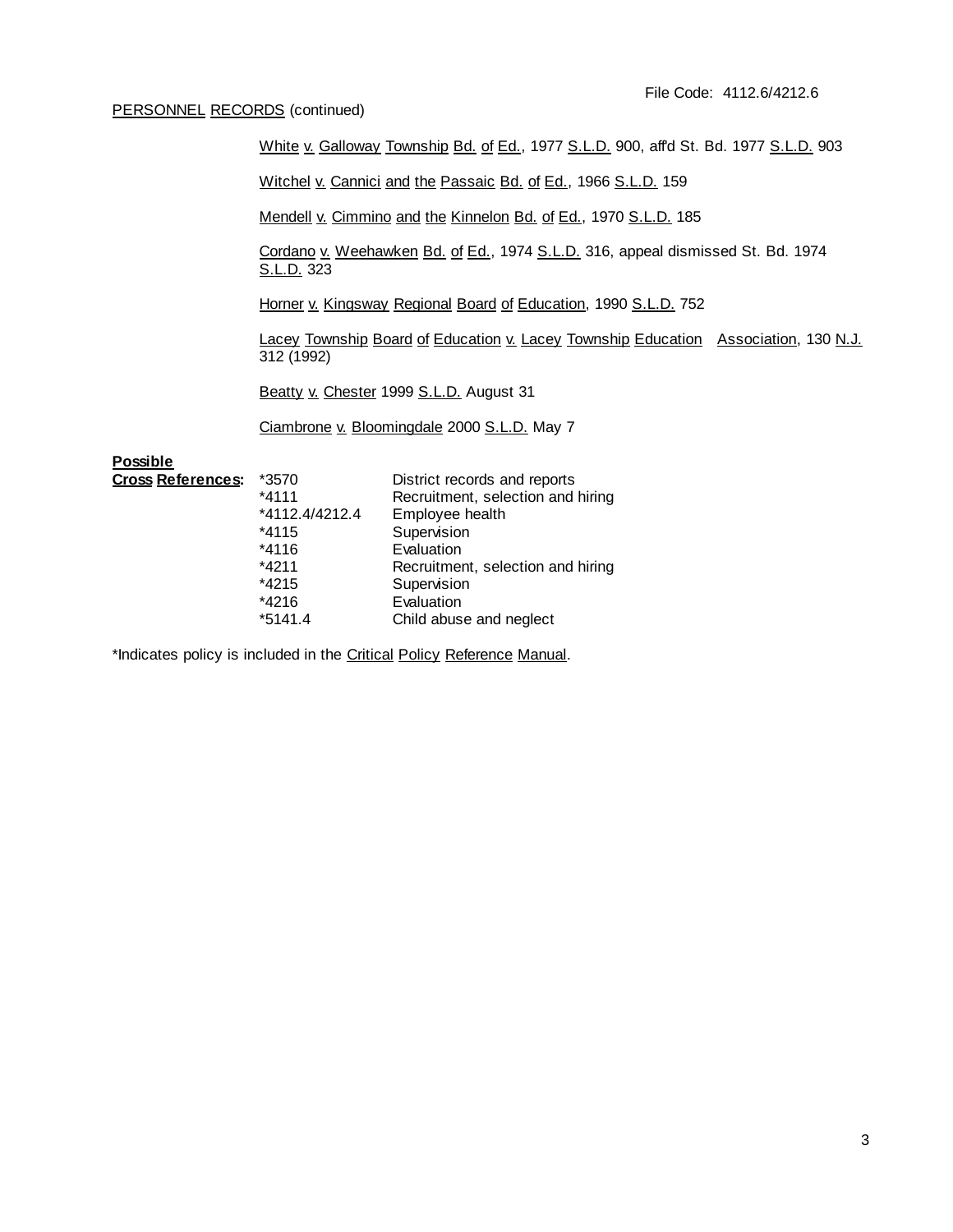PERSONNEL RECORDS (continued)

White v. Galloway Township Bd. of Ed., 1977 S.L.D. 900, aff'd St. Bd. 1977 S.L.D. 903

Witchel v. Cannici and the Passaic Bd. of Ed., 1966 S.L.D. 159

Mendell v. Cimmino and the Kinnelon Bd. of Ed., 1970 S.L.D. 185

Cordano v. Weehawken Bd. of Ed., 1974 S.L.D. 316, appeal dismissed St. Bd. 1974 S.L.D. 323

Horner v. Kingsway Regional Board of Education, 1990 S.L.D. 752

Lacey Township Board of Education v. Lacey Township Education Association, 130 N.J. 312 (1992)

Beatty v. Chester 1999 S.L.D. August 31

Ciambrone v. Bloomingdale 2000 S.L.D. May 7

**Possible Cross References:**

| | |
|---|---|
| *3570 | District records and reports |
| *4111 | Recruitment, selection and hiring |
| *4112.4/4212.4 | Employee health |
| *4115 | Supervision |
| *4116 | Evaluation |
| *4211 | Recruitment, selection and hiring |
| *4215 | Supervision |
| *4216 | Evaluation |
| *5141.4 | Child abuse and neglect |

*Indicates policy is included in the Critical Policy Reference Manual.